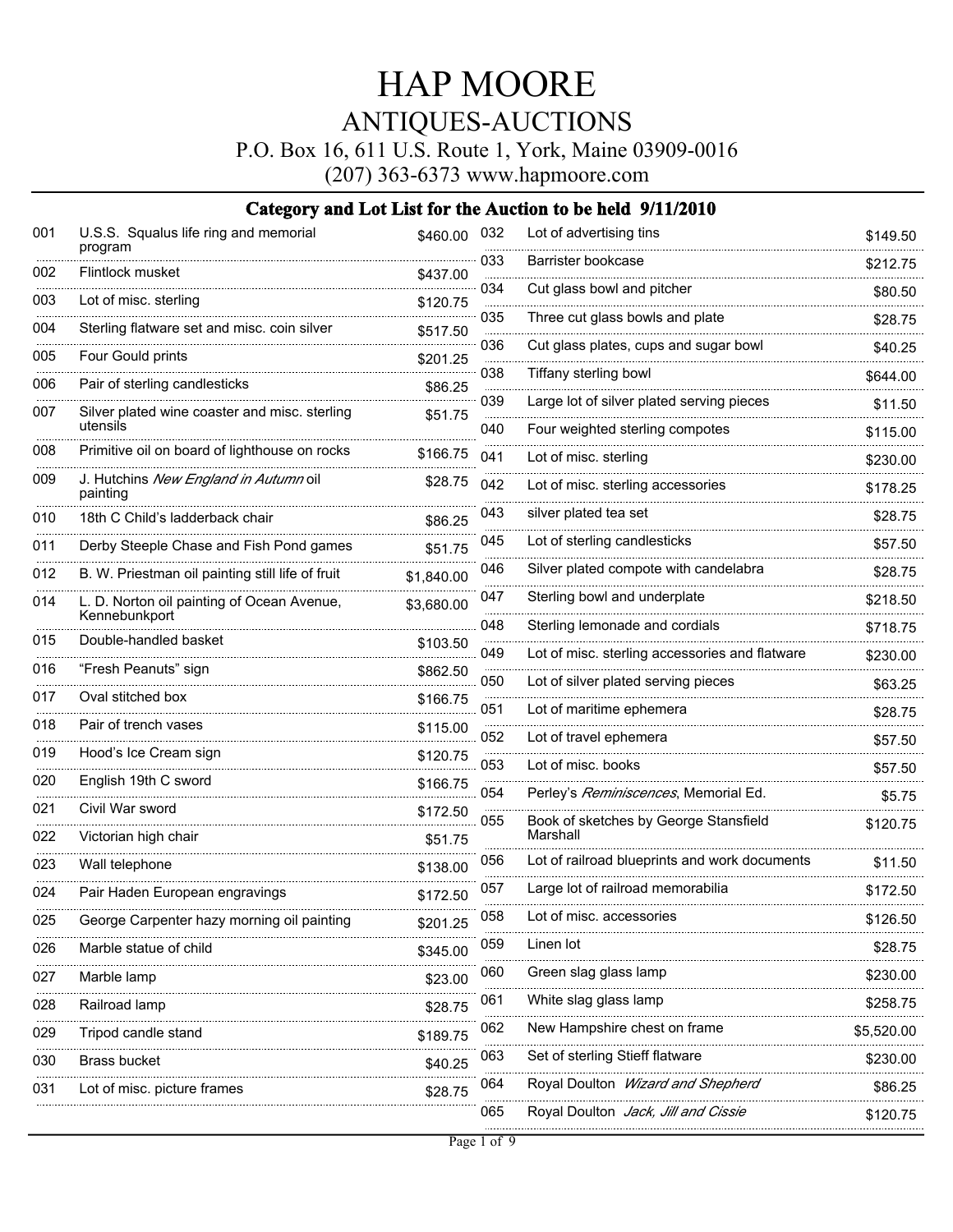# HAP MOORE

## ANTIQUES-AUCTIONS

P.O. Box 16, 611 U.S. Route 1, York, Maine 03909-0016

(207) 363-6373 www.hapmoore.com

### Category and Lot List for the Auction to be held 9/11/2010

| Lot | Description | Price |
|---|---|---|
| 001 | U.S.S. Squalus life ring and memorial program | $460.00 |
| 002 | Flintlock musket | $437.00 |
| 003 | Lot of misc. sterling | $120.75 |
| 004 | Sterling flatware set and misc. coin silver | $517.50 |
| 005 | Four Gould prints | $201.25 |
| 006 | Pair of sterling candlesticks | $86.25 |
| 007 | Silver plated wine coaster and misc. sterling utensils | $51.75 |
| 008 | Primitive oil on board of lighthouse on rocks | $166.75 |
| 009 | J. Hutchins *New England in Autumn* oil painting | $28.75 |
| 010 | 18th C Child's ladderback chair | $86.25 |
| 011 | Derby Steeple Chase and Fish Pond games | $51.75 |
| 012 | B. W. Priestman oil painting still life of fruit | $1,840.00 |
| 014 | L. D. Norton oil painting of Ocean Avenue, Kennebunkport | $3,680.00 |
| 015 | Double-handled basket | $103.50 |
| 016 | "Fresh Peanuts" sign | $862.50 |
| 017 | Oval stitched box | $166.75 |
| 018 | Pair of trench vases | $115.00 |
| 019 | Hood's Ice Cream sign | $120.75 |
| 020 | English 19th C sword | $166.75 |
| 021 | Civil War sword | $172.50 |
| 022 | Victorian high chair | $51.75 |
| 023 | Wall telephone | $138.00 |
| 024 | Pair Haden European engravings | $172.50 |
| 025 | George Carpenter hazy morning oil painting | $201.25 |
| 026 | Marble statue of child | $345.00 |
| 027 | Marble lamp | $23.00 |
| 028 | Railroad lamp | $28.75 |
| 029 | Tripod candle stand | $189.75 |
| 030 | Brass bucket | $40.25 |
| 031 | Lot of misc. picture frames | $28.75 |
| 032 | Lot of advertising tins | $149.50 |
| 033 | Barrister bookcase | $212.75 |
| 034 | Cut glass bowl and pitcher | $80.50 |
| 035 | Three cut glass bowls and plate | $28.75 |
| 036 | Cut glass plates, cups and sugar bowl | $40.25 |
| 038 | Tiffany sterling bowl | $644.00 |
| 039 | Large lot of silver plated serving pieces | $11.50 |
| 040 | Four weighted sterling compotes | $115.00 |
| 041 | Lot of misc. sterling | $230.00 |
| 042 | Lot of misc. sterling accessories | $178.25 |
| 043 | silver plated tea set | $28.75 |
| 045 | Lot of sterling candlesticks | $57.50 |
| 046 | Silver plated compote with candelabra | $28.75 |
| 047 | Sterling bowl and underplate | $218.50 |
| 048 | Sterling lemonade and cordials | $718.75 |
| 049 | Lot of misc. sterling accessories and flatware | $230.00 |
| 050 | Lot of silver plated serving pieces | $63.25 |
| 051 | Lot of maritime ephemera | $28.75 |
| 052 | Lot of travel ephemera | $57.50 |
| 053 | Lot of misc. books | $57.50 |
| 054 | Perley's *Reminiscences*, Memorial Ed. | $5.75 |
| 055 | Book of sketches by George Stansfield Marshall | $120.75 |
| 056 | Lot of railroad blueprints and work documents | $11.50 |
| 057 | Large lot of railroad memorabilia | $172.50 |
| 058 | Lot of misc. accessories | $126.50 |
| 059 | Linen lot | $28.75 |
| 060 | Green slag glass lamp | $230.00 |
| 061 | White slag glass lamp | $258.75 |
| 062 | New Hampshire chest on frame | $5,520.00 |
| 063 | Set of sterling Stieff flatware | $230.00 |
| 064 | Royal Doulton *Wizard and Shepherd* | $86.25 |
| 065 | Royal Doulton *Jack, Jill and Cissie* | $120.75 |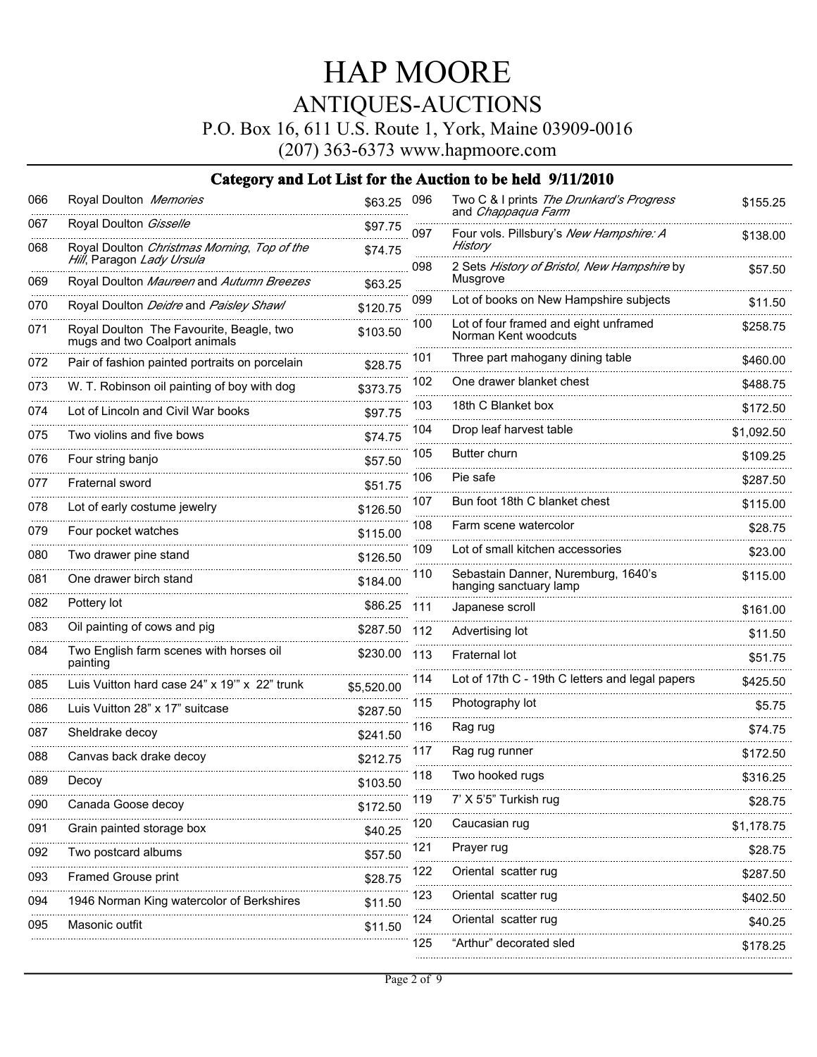# HAP MOORE

## ANTIQUES-AUCTIONS

P.O. Box 16, 611 U.S. Route 1, York, Maine 03909-0016

(207) 363-6373 www.hapmoore.com

### Category and Lot List for the Auction to be held 9/11/2010

| Lot | Description | Price |
|---|---|---|
| 066 | Royal Doulton *Memories* | $63.25 |
| 067 | Royal Doulton *Gisselle* | $97.75 |
| 068 | Royal Doulton *Christmas Morning*, *Top of the Hill*, Paragon *Lady Ursula* | $74.75 |
| 069 | Royal Doulton *Maureen* and *Autumn Breezes* | $63.25 |
| 070 | Royal Doulton *Deidre* and *Paisley Shawl* | $120.75 |
| 071 | Royal Doulton The Favourite, Beagle, two mugs and two Coalport animals | $103.50 |
| 072 | Pair of fashion painted portraits on porcelain | $28.75 |
| 073 | W. T. Robinson oil painting of boy with dog | $373.75 |
| 074 | Lot of Lincoln and Civil War books | $97.75 |
| 075 | Two violins and five bows | $74.75 |
| 076 | Four string banjo | $57.50 |
| 077 | Fraternal sword | $51.75 |
| 078 | Lot of early costume jewelry | $126.50 |
| 079 | Four pocket watches | $115.00 |
| 080 | Two drawer pine stand | $126.50 |
| 081 | One drawer birch stand | $184.00 |
| 082 | Pottery lot | $86.25 |
| 083 | Oil painting of cows and pig | $287.50 |
| 084 | Two English farm scenes with horses oil painting | $230.00 |
| 085 | Luis Vuitton hard case 24” x 19’” x 22” trunk | $5,520.00 |
| 086 | Luis Vuitton 28” x 17” suitcase | $287.50 |
| 087 | Sheldrake decoy | $241.50 |
| 088 | Canvas back drake decoy | $212.75 |
| 089 | Decoy | $103.50 |
| 090 | Canada Goose decoy | $172.50 |
| 091 | Grain painted storage box | $40.25 |
| 092 | Two postcard albums | $57.50 |
| 093 | Framed Grouse print | $28.75 |
| 094 | 1946 Norman King watercolor of Berkshires | $11.50 |
| 095 | Masonic outfit | $11.50 |
| 096 | Two C & I prints *The Drunkard’s Progress* and *Chappaqua Farm* | $155.25 |
| 097 | Four vols. Pillsbury’s *New Hampshire: A History* | $138.00 |
| 098 | 2 Sets *History of Bristol, New Hampshire* by Musgrove | $57.50 |
| 099 | Lot of books on New Hampshire subjects | $11.50 |
| 100 | Lot of four framed and eight unframed Norman Kent woodcuts | $258.75 |
| 101 | Three part mahogany dining table | $460.00 |
| 102 | One drawer blanket chest | $488.75 |
| 103 | 18th C Blanket box | $172.50 |
| 104 | Drop leaf harvest table | $1,092.50 |
| 105 | Butter churn | $109.25 |
| 106 | Pie safe | $287.50 |
| 107 | Bun foot 18th C blanket chest | $115.00 |
| 108 | Farm scene watercolor | $28.75 |
| 109 | Lot of small kitchen accessories | $23.00 |
| 110 | Sebastain Danner, Nuremburg, 1640’s hanging sanctuary lamp | $115.00 |
| 111 | Japanese scroll | $161.00 |
| 112 | Advertising lot | $11.50 |
| 113 | Fraternal lot | $51.75 |
| 114 | Lot of 17th C - 19th C letters and legal papers | $425.50 |
| 115 | Photography lot | $5.75 |
| 116 | Rag rug | $74.75 |
| 117 | Rag rug runner | $172.50 |
| 118 | Two hooked rugs | $316.25 |
| 119 | 7’ X 5’5” Turkish rug | $28.75 |
| 120 | Caucasian rug | $1,178.75 |
| 121 | Prayer rug | $28.75 |
| 122 | Oriental scatter rug | $287.50 |
| 123 | Oriental scatter rug | $402.50 |
| 124 | Oriental scatter rug | $40.25 |
| 125 | “Arthur” decorated sled | $178.25 |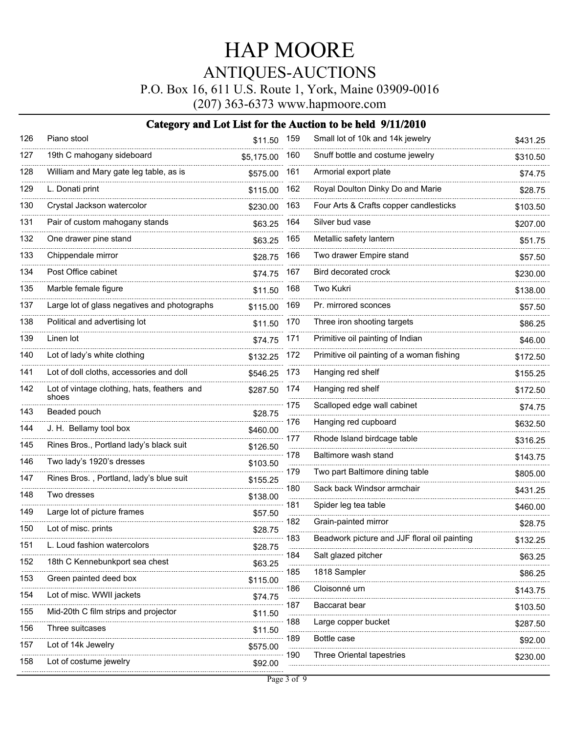# HAP MOORE

## ANTIQUES-AUCTIONS

P.O. Box 16, 611 U.S. Route 1, York, Maine 03909-0016

(207) 363-6373 www.hapmoore.com

### Category and Lot List for the Auction to be held 9/11/2010

| Lot | Description | Price |
|---|---|---|
| 126 | Piano stool | $11.50 |
| 127 | 19th C mahogany sideboard | $5,175.00 |
| 128 | William and Mary gate leg table, as is | $575.00 |
| 129 | L. Donati print | $115.00 |
| 130 | Crystal Jackson watercolor | $230.00 |
| 131 | Pair of custom mahogany stands | $63.25 |
| 132 | One drawer pine stand | $63.25 |
| 133 | Chippendale mirror | $28.75 |
| 134 | Post Office cabinet | $74.75 |
| 135 | Marble female figure | $11.50 |
| 137 | Large lot of glass negatives and photographs | $115.00 |
| 138 | Political and advertising lot | $11.50 |
| 139 | Linen lot | $74.75 |
| 140 | Lot of lady's white clothing | $132.25 |
| 141 | Lot of doll cloths, accessories and doll | $546.25 |
| 142 | Lot of vintage clothing, hats, feathers and shoes | $287.50 |
| 143 | Beaded pouch | $28.75 |
| 144 | J. H. Bellamy tool box | $460.00 |
| 145 | Rines Bros., Portland lady's black suit | $126.50 |
| 146 | Two lady's 1920's dresses | $103.50 |
| 147 | Rines Bros. , Portland, lady's blue suit | $155.25 |
| 148 | Two dresses | $138.00 |
| 149 | Large lot of picture frames | $57.50 |
| 150 | Lot of misc. prints | $28.75 |
| 151 | L. Loud fashion watercolors | $28.75 |
| 152 | 18th C Kennebunkport sea chest | $63.25 |
| 153 | Green painted deed box | $115.00 |
| 154 | Lot of misc. WWII jackets | $74.75 |
| 155 | Mid-20th C film strips and projector | $11.50 |
| 156 | Three suitcases | $11.50 |
| 157 | Lot of 14k Jewelry | $575.00 |
| 158 | Lot of costume jewelry | $92.00 |
| 159 | Small lot of 10k and 14k jewelry | $431.25 |
| 160 | Snuff bottle and costume jewelry | $310.50 |
| 161 | Armorial export plate | $74.75 |
| 162 | Royal Doulton Dinky Do and Marie | $28.75 |
| 163 | Four Arts & Crafts copper candlesticks | $103.50 |
| 164 | Silver bud vase | $207.00 |
| 165 | Metallic safety lantern | $51.75 |
| 166 | Two drawer Empire stand | $57.50 |
| 167 | Bird decorated crock | $230.00 |
| 168 | Two Kukri | $138.00 |
| 169 | Pr. mirrored sconces | $57.50 |
| 170 | Three iron shooting targets | $86.25 |
| 171 | Primitive oil painting of Indian | $46.00 |
| 172 | Primitive oil painting of a woman fishing | $172.50 |
| 173 | Hanging red shelf | $155.25 |
| 174 | Hanging red shelf | $172.50 |
| 175 | Scalloped edge wall cabinet | $74.75 |
| 176 | Hanging red cupboard | $632.50 |
| 177 | Rhode Island birdcage table | $316.25 |
| 178 | Baltimore wash stand | $143.75 |
| 179 | Two part Baltimore dining table | $805.00 |
| 180 | Sack back Windsor armchair | $431.25 |
| 181 | Spider leg tea table | $460.00 |
| 182 | Grain-painted mirror | $28.75 |
| 183 | Beadwork picture and JJF floral oil painting | $132.25 |
| 184 | Salt glazed pitcher | $63.25 |
| 185 | 1818 Sampler | $86.25 |
| 186 | Cloisonné urn | $143.75 |
| 187 | Baccarat bear | $103.50 |
| 188 | Large copper bucket | $287.50 |
| 189 | Bottle case | $92.00 |
| 190 | Three Oriental tapestries | $230.00 |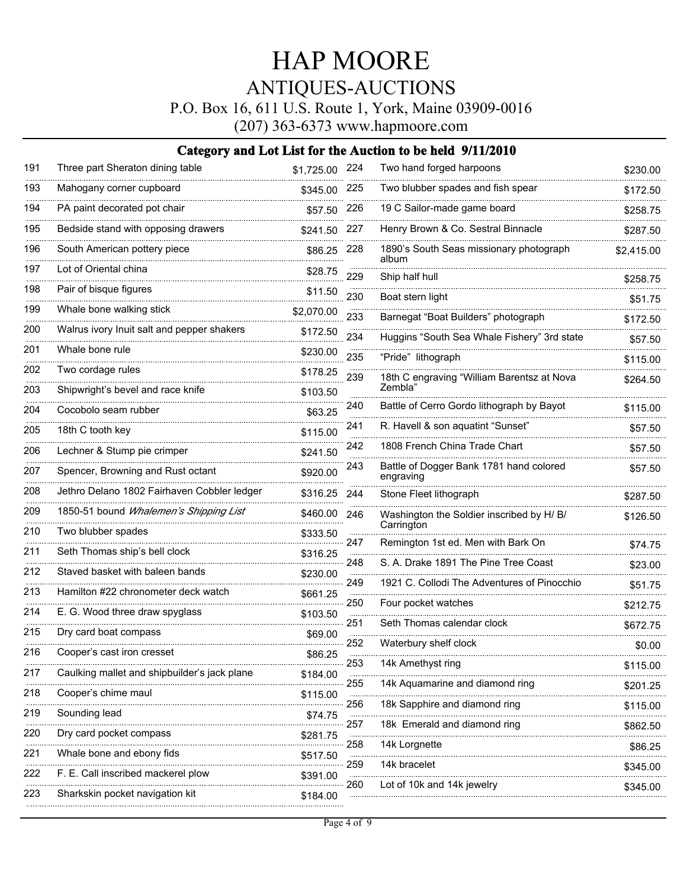# HAP MOORE

## ANTIQUES-AUCTIONS

P.O. Box 16, 611 U.S. Route 1, York, Maine 03909-0016

(207) 363-6373 www.hapmoore.com

### Category and Lot List for the Auction to be held 9/11/2010

| Lot | Description | Price |
|---|---|---|
| 191 | Three part Sheraton dining table | $1,725.00 |
| 193 | Mahogany corner cupboard | $345.00 |
| 194 | PA paint decorated pot chair | $57.50 |
| 195 | Bedside stand with opposing drawers | $241.50 |
| 196 | South American pottery piece | $86.25 |
| 197 | Lot of Oriental china | $28.75 |
| 198 | Pair of bisque figures | $11.50 |
| 199 | Whale bone walking stick | $2,070.00 |
| 200 | Walrus ivory Inuit salt and pepper shakers | $172.50 |
| 201 | Whale bone rule | $230.00 |
| 202 | Two cordage rules | $178.25 |
| 203 | Shipwright's bevel and race knife | $103.50 |
| 204 | Cocobolo seam rubber | $63.25 |
| 205 | 18th C tooth key | $115.00 |
| 206 | Lechner & Stump pie crimper | $241.50 |
| 207 | Spencer, Browning and Rust octant | $920.00 |
| 208 | Jethro Delano 1802 Fairhaven Cobbler ledger | $316.25 |
| 209 | 1850-51 bound *Whalemen's Shipping List* | $460.00 |
| 210 | Two blubber spades | $333.50 |
| 211 | Seth Thomas ship's bell clock | $316.25 |
| 212 | Staved basket with baleen bands | $230.00 |
| 213 | Hamilton #22 chronometer deck watch | $661.25 |
| 214 | E. G. Wood three draw spyglass | $103.50 |
| 215 | Dry card boat compass | $69.00 |
| 216 | Cooper's cast iron cresset | $86.25 |
| 217 | Caulking mallet and shipbuilder's jack plane | $184.00 |
| 218 | Cooper's chime maul | $115.00 |
| 219 | Sounding lead | $74.75 |
| 220 | Dry card pocket compass | $281.75 |
| 221 | Whale bone and ebony fids | $517.50 |
| 222 | F. E. Call inscribed mackerel plow | $391.00 |
| 223 | Sharkskin pocket navigation kit | $184.00 |
| 224 | Two hand forged harpoons | $230.00 |
| 225 | Two blubber spades and fish spear | $172.50 |
| 226 | 19 C Sailor-made game board | $258.75 |
| 227 | Henry Brown & Co. Sestral Binnacle | $287.50 |
| 228 | 1890's South Seas missionary photograph album | $2,415.00 |
| 229 | Ship half hull | $258.75 |
| 230 | Boat stern light | $51.75 |
| 233 | Barnegat "Boat Builders" photograph | $172.50 |
| 234 | Huggins "South Sea Whale Fishery" 3rd state | $57.50 |
| 235 | "Pride" lithograph | $115.00 |
| 239 | 18th C engraving "William Barentsz at Nova Zembla" | $264.50 |
| 240 | Battle of Cerro Gordo lithograph by Bayot | $115.00 |
| 241 | R. Havell & son aquatint "Sunset" | $57.50 |
| 242 | 1808 French China Trade Chart | $57.50 |
| 243 | Battle of Dogger Bank 1781 hand colored engraving | $57.50 |
| 244 | Stone Fleet lithograph | $287.50 |
| 246 | Washington the Soldier inscribed by H/ B/ Carrington | $126.50 |
| 247 | Remington 1st ed. Men with Bark On | $74.75 |
| 248 | S. A. Drake 1891 The Pine Tree Coast | $23.00 |
| 249 | 1921 C. Collodi The Adventures of Pinocchio | $51.75 |
| 250 | Four pocket watches | $212.75 |
| 251 | Seth Thomas calendar clock | $672.75 |
| 252 | Waterbury shelf clock | $0.00 |
| 253 | 14k Amethyst ring | $115.00 |
| 255 | 14k Aquamarine and diamond ring | $201.25 |
| 256 | 18k Sapphire and diamond ring | $115.00 |
| 257 | 18k Emerald and diamond ring | $862.50 |
| 258 | 14k Lorgnette | $86.25 |
| 259 | 14k bracelet | $345.00 |
| 260 | Lot of 10k and 14k jewelry | $345.00 |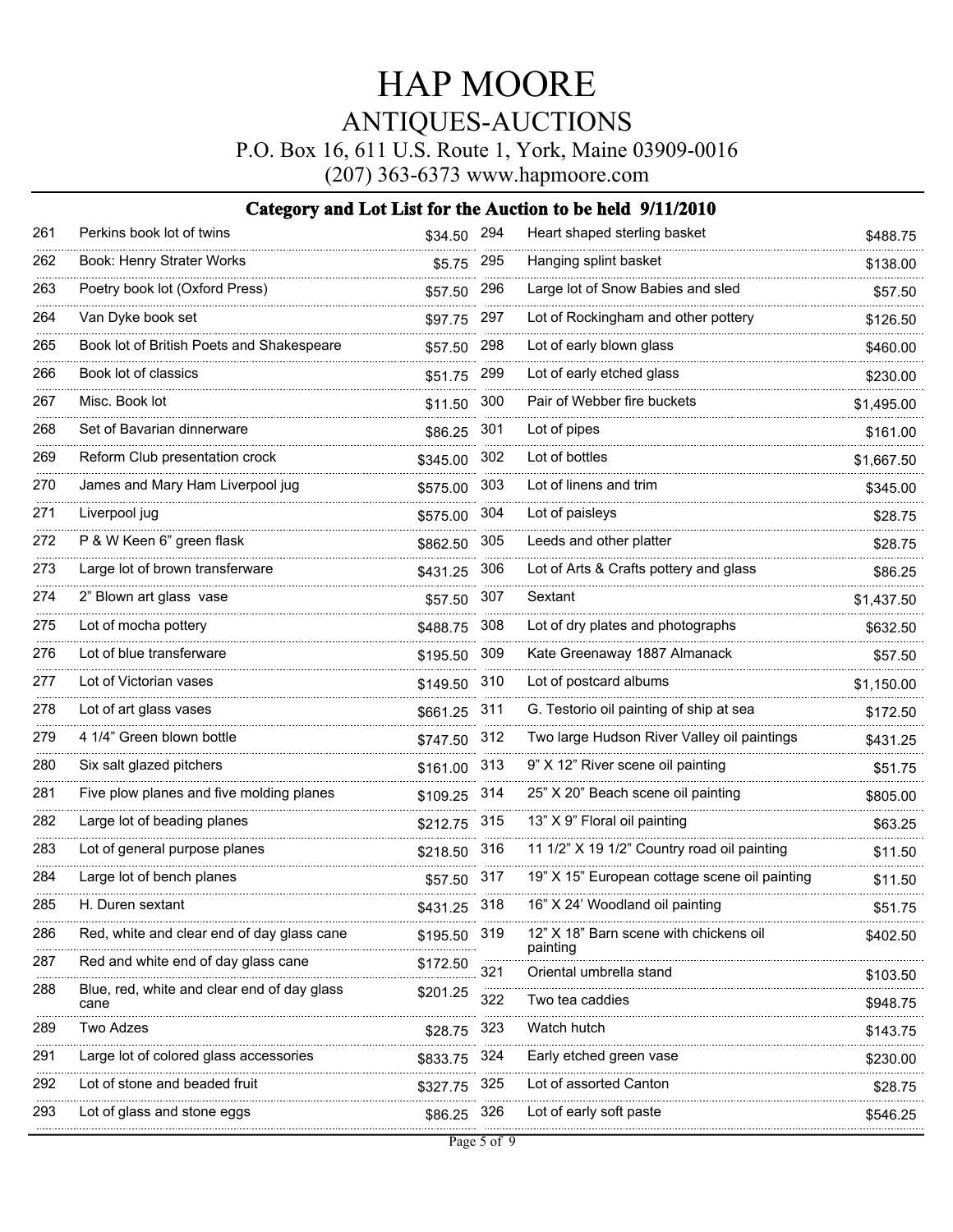# HAP MOORE

## ANTIQUES-AUCTIONS

P.O. Box 16, 611 U.S. Route 1, York, Maine 03909-0016

(207) 363-6373 www.hapmoore.com

### Category and Lot List for the Auction to be held 9/11/2010

| Lot | Description | Price |
|---|---|---|
| 261 | Perkins book lot of twins | $34.50 |
| 262 | Book: Henry Strater Works | $5.75 |
| 263 | Poetry book lot (Oxford Press) | $57.50 |
| 264 | Van Dyke book set | $97.75 |
| 265 | Book lot of British Poets and Shakespeare | $57.50 |
| 266 | Book lot of classics | $51.75 |
| 267 | Misc. Book lot | $11.50 |
| 268 | Set of Bavarian dinnerware | $86.25 |
| 269 | Reform Club presentation crock | $345.00 |
| 270 | James and Mary Ham Liverpool jug | $575.00 |
| 271 | Liverpool jug | $575.00 |
| 272 | P & W Keen 6" green flask | $862.50 |
| 273 | Large lot of brown transferware | $431.25 |
| 274 | 2" Blown art glass vase | $57.50 |
| 275 | Lot of mocha pottery | $488.75 |
| 276 | Lot of blue transferware | $195.50 |
| 277 | Lot of Victorian vases | $149.50 |
| 278 | Lot of art glass vases | $661.25 |
| 279 | 4 1/4" Green blown bottle | $747.50 |
| 280 | Six salt glazed pitchers | $161.00 |
| 281 | Five plow planes and five molding planes | $109.25 |
| 282 | Large lot of beading planes | $212.75 |
| 283 | Lot of general purpose planes | $218.50 |
| 284 | Large lot of bench planes | $57.50 |
| 285 | H. Duren sextant | $431.25 |
| 286 | Red, white and clear end of day glass cane | $195.50 |
| 287 | Red and white end of day glass cane | $172.50 |
| 288 | Blue, red, white and clear end of day glass cane | $201.25 |
| 289 | Two Adzes | $28.75 |
| 291 | Large lot of colored glass accessories | $833.75 |
| 292 | Lot of stone and beaded fruit | $327.75 |
| 293 | Lot of glass and stone eggs | $86.25 |
| 294 | Heart shaped sterling basket | $488.75 |
| 295 | Hanging splint basket | $138.00 |
| 296 | Large lot of Snow Babies and sled | $57.50 |
| 297 | Lot of Rockingham and other pottery | $126.50 |
| 298 | Lot of early blown glass | $460.00 |
| 299 | Lot of early etched glass | $230.00 |
| 300 | Pair of Webber fire buckets | $1,495.00 |
| 301 | Lot of pipes | $161.00 |
| 302 | Lot of bottles | $1,667.50 |
| 303 | Lot of linens and trim | $345.00 |
| 304 | Lot of paisleys | $28.75 |
| 305 | Leeds and other platter | $28.75 |
| 306 | Lot of Arts & Crafts pottery and glass | $86.25 |
| 307 | Sextant | $1,437.50 |
| 308 | Lot of dry plates and photographs | $632.50 |
| 309 | Kate Greenaway 1887 Almanack | $57.50 |
| 310 | Lot of postcard albums | $1,150.00 |
| 311 | G. Testorio oil painting of ship at sea | $172.50 |
| 312 | Two large Hudson River Valley oil paintings | $431.25 |
| 313 | 9" X 12" River scene oil painting | $51.75 |
| 314 | 25" X 20" Beach scene oil painting | $805.00 |
| 315 | 13" X 9" Floral oil painting | $63.25 |
| 316 | 11 1/2" X 19 1/2" Country road oil painting | $11.50 |
| 317 | 19" X 15" European cottage scene oil painting | $11.50 |
| 318 | 16" X 24' Woodland oil painting | $51.75 |
| 319 | 12" X 18" Barn scene with chickens oil painting | $402.50 |
| 321 | Oriental umbrella stand | $103.50 |
| 322 | Two tea caddies | $948.75 |
| 323 | Watch hutch | $143.75 |
| 324 | Early etched green vase | $230.00 |
| 325 | Lot of assorted Canton | $28.75 |
| 326 | Lot of early soft paste | $546.25 |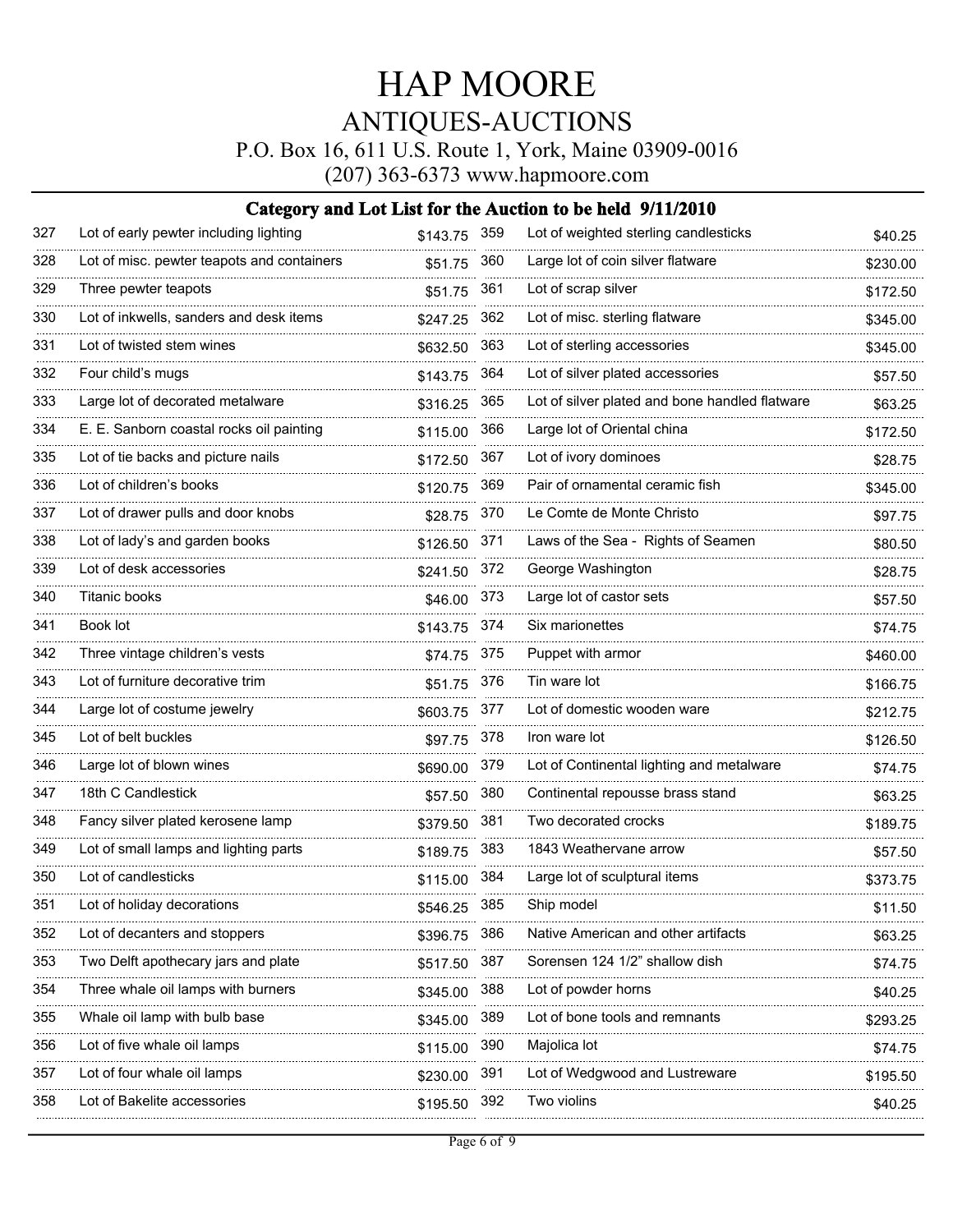# HAP MOORE

## ANTIQUES-AUCTIONS

P.O. Box 16, 611 U.S. Route 1, York, Maine 03909-0016

(207) 363-6373 www.hapmoore.com

### Category and Lot List for the Auction to be held 9/11/2010

| Lot | Description | Price |
|---|---|---|
| 327 | Lot of early pewter including lighting | $143.75 |
| 328 | Lot of misc. pewter teapots and containers | $51.75 |
| 329 | Three pewter teapots | $51.75 |
| 330 | Lot of inkwells, sanders and desk items | $247.25 |
| 331 | Lot of twisted stem wines | $632.50 |
| 332 | Four child's mugs | $143.75 |
| 333 | Large lot of decorated metalware | $316.25 |
| 334 | E. E. Sanborn coastal rocks oil painting | $115.00 |
| 335 | Lot of tie backs and picture nails | $172.50 |
| 336 | Lot of children's books | $120.75 |
| 337 | Lot of drawer pulls and door knobs | $28.75 |
| 338 | Lot of lady's and garden books | $126.50 |
| 339 | Lot of desk accessories | $241.50 |
| 340 | Titanic books | $46.00 |
| 341 | Book lot | $143.75 |
| 342 | Three vintage children's vests | $74.75 |
| 343 | Lot of furniture decorative trim | $51.75 |
| 344 | Large lot of costume jewelry | $603.75 |
| 345 | Lot of belt buckles | $97.75 |
| 346 | Large lot of blown wines | $690.00 |
| 347 | 18th C Candlestick | $57.50 |
| 348 | Fancy silver plated kerosene lamp | $379.50 |
| 349 | Lot of small lamps and lighting parts | $189.75 |
| 350 | Lot of candlesticks | $115.00 |
| 351 | Lot of holiday decorations | $546.25 |
| 352 | Lot of decanters and stoppers | $396.75 |
| 353 | Two Delft apothecary jars and plate | $517.50 |
| 354 | Three whale oil lamps with burners | $345.00 |
| 355 | Whale oil lamp with bulb base | $345.00 |
| 356 | Lot of five whale oil lamps | $115.00 |
| 357 | Lot of four whale oil lamps | $230.00 |
| 358 | Lot of Bakelite accessories | $195.50 |
| 359 | Lot of weighted sterling candlesticks | $40.25 |
| 360 | Large lot of coin silver flatware | $230.00 |
| 361 | Lot of scrap silver | $172.50 |
| 362 | Lot of misc. sterling flatware | $345.00 |
| 363 | Lot of sterling accessories | $345.00 |
| 364 | Lot of silver plated accessories | $57.50 |
| 365 | Lot of silver plated and bone handled flatware | $63.25 |
| 366 | Large lot of Oriental china | $172.50 |
| 367 | Lot of ivory dominoes | $28.75 |
| 369 | Pair of ornamental ceramic fish | $345.00 |
| 370 | Le Comte de Monte Christo | $97.75 |
| 371 | Laws of the Sea - Rights of Seamen | $80.50 |
| 372 | George Washington | $28.75 |
| 373 | Large lot of castor sets | $57.50 |
| 374 | Six marionettes | $74.75 |
| 375 | Puppet with armor | $460.00 |
| 376 | Tin ware lot | $166.75 |
| 377 | Lot of domestic wooden ware | $212.75 |
| 378 | Iron ware lot | $126.50 |
| 379 | Lot of Continental lighting and metalware | $74.75 |
| 380 | Continental repousse brass stand | $63.25 |
| 381 | Two decorated crocks | $189.75 |
| 383 | 1843 Weathervane arrow | $57.50 |
| 384 | Large lot of sculptural items | $373.75 |
| 385 | Ship model | $11.50 |
| 386 | Native American and other artifacts | $63.25 |
| 387 | Sorensen 124 1/2" shallow dish | $74.75 |
| 388 | Lot of powder horns | $40.25 |
| 389 | Lot of bone tools and remnants | $293.25 |
| 390 | Majolica lot | $74.75 |
| 391 | Lot of Wedgwood and Lustreware | $195.50 |
| 392 | Two violins | $40.25 |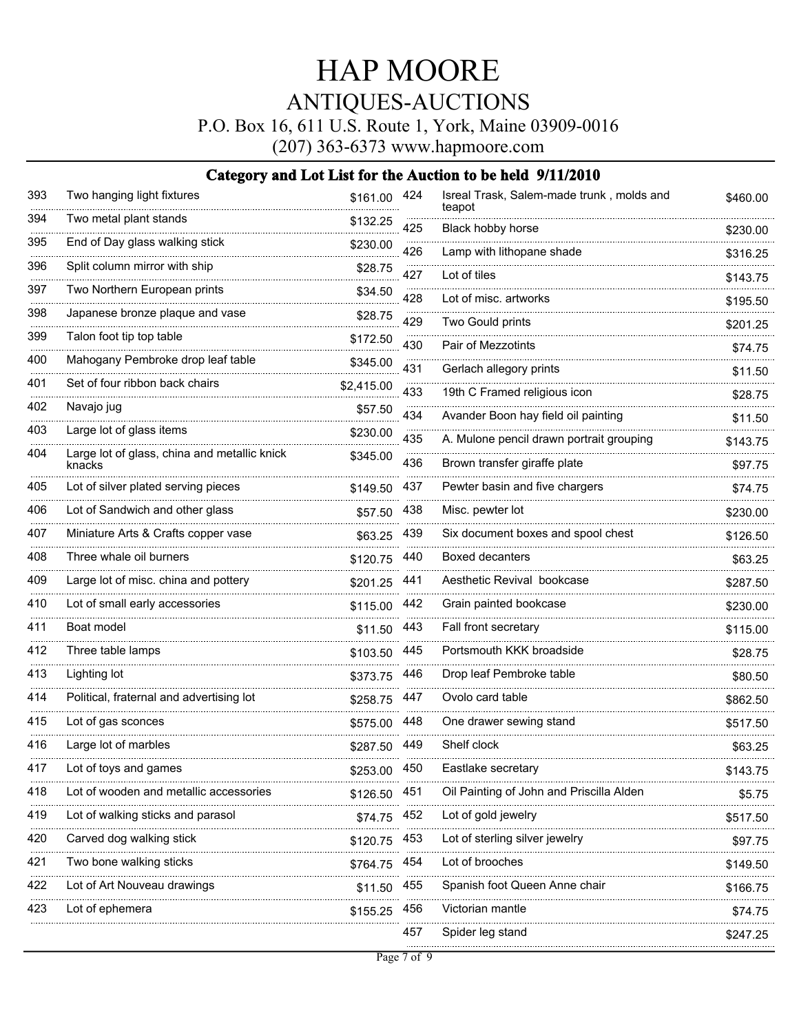# HAP MOORE

## ANTIQUES-AUCTIONS

P.O. Box 16, 611 U.S. Route 1, York, Maine 03909-0016

(207) 363-6373 www.hapmoore.com

### Category and Lot List for the Auction to be held 9/11/2010

| Lot | Description | Price |
|---|---|---|
| 393 | Two hanging light fixtures | $161.00 |
| 394 | Two metal plant stands | $132.25 |
| 395 | End of Day glass walking stick | $230.00 |
| 396 | Split column mirror with ship | $28.75 |
| 397 | Two Northern European prints | $34.50 |
| 398 | Japanese bronze plaque and vase | $28.75 |
| 399 | Talon foot tip top table | $172.50 |
| 400 | Mahogany Pembroke drop leaf table | $345.00 |
| 401 | Set of four ribbon back chairs | $2,415.00 |
| 402 | Navajo jug | $57.50 |
| 403 | Large lot of glass items | $230.00 |
| 404 | Large lot of glass, china and metallic knick knacks | $345.00 |
| 405 | Lot of silver plated serving pieces | $149.50 |
| 406 | Lot of Sandwich and other glass | $57.50 |
| 407 | Miniature Arts & Crafts copper vase | $63.25 |
| 408 | Three whale oil burners | $120.75 |
| 409 | Large lot of misc. china and pottery | $201.25 |
| 410 | Lot of small early accessories | $115.00 |
| 411 | Boat model | $11.50 |
| 412 | Three table lamps | $103.50 |
| 413 | Lighting lot | $373.75 |
| 414 | Political, fraternal and advertising lot | $258.75 |
| 415 | Lot of gas sconces | $575.00 |
| 416 | Large lot of marbles | $287.50 |
| 417 | Lot of toys and games | $253.00 |
| 418 | Lot of wooden and metallic accessories | $126.50 |
| 419 | Lot of walking sticks and parasol | $74.75 |
| 420 | Carved dog walking stick | $120.75 |
| 421 | Two bone walking sticks | $764.75 |
| 422 | Lot of Art Nouveau drawings | $11.50 |
| 423 | Lot of ephemera | $155.25 |
| 424 | Isreal Trask, Salem-made trunk , molds and teapot | $460.00 |
| 425 | Black hobby horse | $230.00 |
| 426 | Lamp with lithopane shade | $316.25 |
| 427 | Lot of tiles | $143.75 |
| 428 | Lot of misc. artworks | $195.50 |
| 429 | Two Gould prints | $201.25 |
| 430 | Pair of Mezzotints | $74.75 |
| 431 | Gerlach allegory prints | $11.50 |
| 433 | 19th C Framed religious icon | $28.75 |
| 434 | Avander Boon hay field oil painting | $11.50 |
| 435 | A. Mulone pencil drawn portrait grouping | $143.75 |
| 436 | Brown transfer giraffe plate | $97.75 |
| 437 | Pewter basin and five chargers | $74.75 |
| 438 | Misc. pewter lot | $230.00 |
| 439 | Six document boxes and spool chest | $126.50 |
| 440 | Boxed decanters | $63.25 |
| 441 | Aesthetic Revival bookcase | $287.50 |
| 442 | Grain painted bookcase | $230.00 |
| 443 | Fall front secretary | $115.00 |
| 445 | Portsmouth KKK broadside | $28.75 |
| 446 | Drop leaf Pembroke table | $80.50 |
| 447 | Ovolo card table | $862.50 |
| 448 | One drawer sewing stand | $517.50 |
| 449 | Shelf clock | $63.25 |
| 450 | Eastlake secretary | $143.75 |
| 451 | Oil Painting of John and Priscilla Alden | $5.75 |
| 452 | Lot of gold jewelry | $517.50 |
| 453 | Lot of sterling silver jewelry | $97.75 |
| 454 | Lot of brooches | $149.50 |
| 455 | Spanish foot Queen Anne chair | $166.75 |
| 456 | Victorian mantle | $74.75 |
| 457 | Spider leg stand | $247.25 |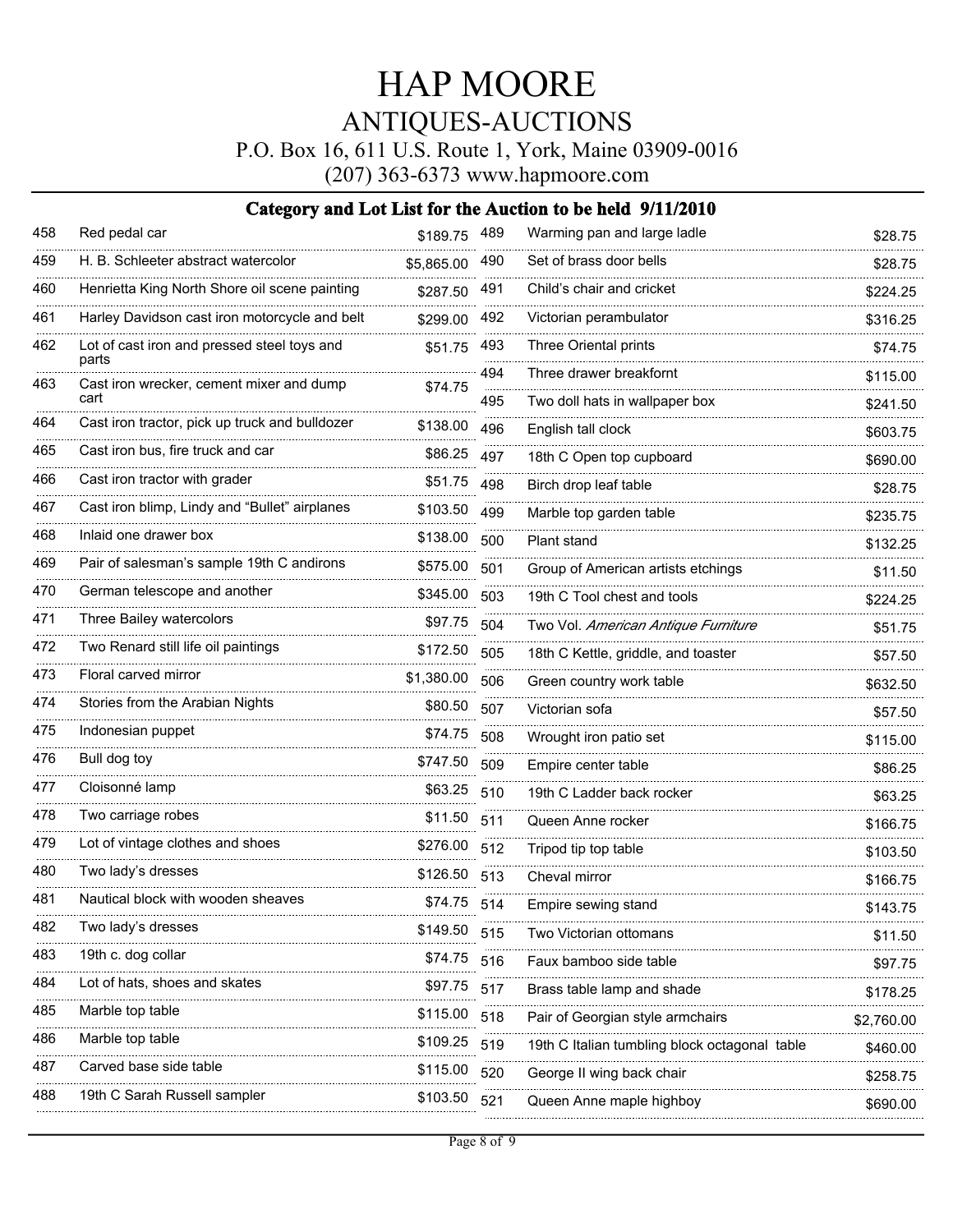# HAP MOORE

## ANTIQUES-AUCTIONS

P.O. Box 16, 611 U.S. Route 1, York, Maine 03909-0016

(207) 363-6373 www.hapmoore.com

### Category and Lot List for the Auction to be held 9/11/2010

| Lot | Description | Price |
|---|---|---|
| 458 | Red pedal car | $189.75 |
| 459 | H. B. Schleeter abstract watercolor | $5,865.00 |
| 460 | Henrietta King North Shore oil scene painting | $287.50 |
| 461 | Harley Davidson cast iron motorcycle and belt | $299.00 |
| 462 | Lot of cast iron and pressed steel toys and parts | $51.75 |
| 463 | Cast iron wrecker, cement mixer and dump cart | $74.75 |
| 464 | Cast iron tractor, pick up truck and bulldozer | $138.00 |
| 465 | Cast iron bus, fire truck and car | $86.25 |
| 466 | Cast iron tractor with grader | $51.75 |
| 467 | Cast iron blimp, Lindy and "Bullet" airplanes | $103.50 |
| 468 | Inlaid one drawer box | $138.00 |
| 469 | Pair of salesman's sample 19th C andirons | $575.00 |
| 470 | German telescope and another | $345.00 |
| 471 | Three Bailey watercolors | $97.75 |
| 472 | Two Renard still life oil paintings | $172.50 |
| 473 | Floral carved mirror | $1,380.00 |
| 474 | Stories from the Arabian Nights | $80.50 |
| 475 | Indonesian puppet | $74.75 |
| 476 | Bull dog toy | $747.50 |
| 477 | Cloisonné lamp | $63.25 |
| 478 | Two carriage robes | $11.50 |
| 479 | Lot of vintage clothes and shoes | $276.00 |
| 480 | Two lady's dresses | $126.50 |
| 481 | Nautical block with wooden sheaves | $74.75 |
| 482 | Two lady's dresses | $149.50 |
| 483 | 19th c. dog collar | $74.75 |
| 484 | Lot of hats, shoes and skates | $97.75 |
| 485 | Marble top table | $115.00 |
| 486 | Marble top table | $109.25 |
| 487 | Carved base side table | $115.00 |
| 488 | 19th C Sarah Russell sampler | $103.50 |
| 489 | Warming pan and large ladle | $28.75 |
| 490 | Set of brass door bells | $28.75 |
| 491 | Child's chair and cricket | $224.25 |
| 492 | Victorian perambulator | $316.25 |
| 493 | Three Oriental prints | $74.75 |
| 494 | Three drawer breakfornt | $115.00 |
| 495 | Two doll hats in wallpaper box | $241.50 |
| 496 | English tall clock | $603.75 |
| 497 | 18th C Open top cupboard | $690.00 |
| 498 | Birch drop leaf table | $28.75 |
| 499 | Marble top garden table | $235.75 |
| 500 | Plant stand | $132.25 |
| 501 | Group of American artists etchings | $11.50 |
| 503 | 19th C Tool chest and tools | $224.25 |
| 504 | Two Vol. *American Antique Furniture* | $51.75 |
| 505 | 18th C Kettle, griddle, and toaster | $57.50 |
| 506 | Green country work table | $632.50 |
| 507 | Victorian sofa | $57.50 |
| 508 | Wrought iron patio set | $115.00 |
| 509 | Empire center table | $86.25 |
| 510 | 19th C Ladder back rocker | $63.25 |
| 511 | Queen Anne rocker | $166.75 |
| 512 | Tripod tip top table | $103.50 |
| 513 | Cheval mirror | $166.75 |
| 514 | Empire sewing stand | $143.75 |
| 515 | Two Victorian ottomans | $11.50 |
| 516 | Faux bamboo side table | $97.75 |
| 517 | Brass table lamp and shade | $178.25 |
| 518 | Pair of Georgian style armchairs | $2,760.00 |
| 519 | 19th C Italian tumbling block octagonal table | $460.00 |
| 520 | George II wing back chair | $258.75 |
| 521 | Queen Anne maple highboy | $690.00 |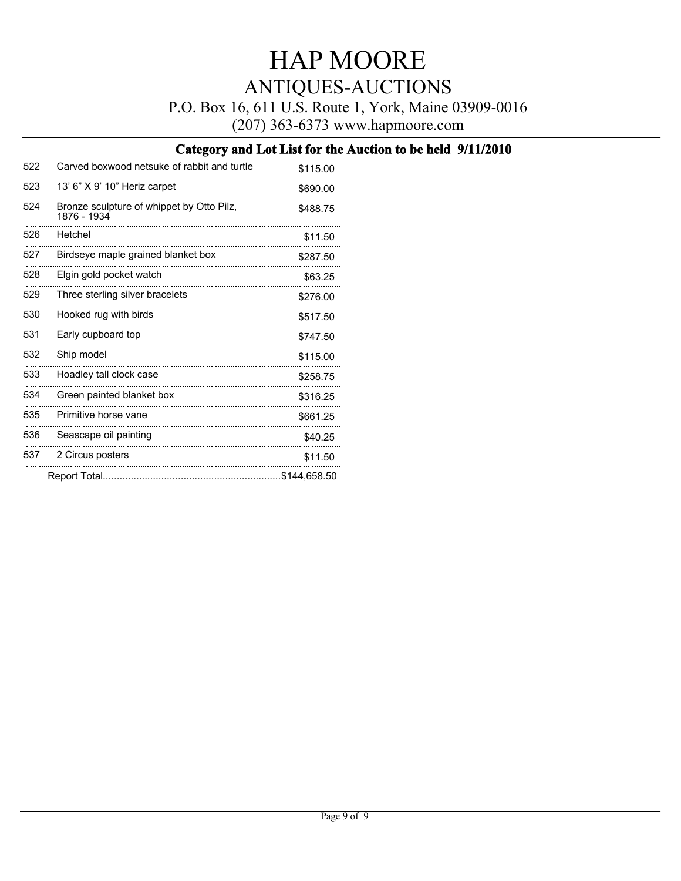# HAP MOORE

## ANTIQUES-AUCTIONS

P.O. Box 16, 611 U.S. Route 1, York, Maine 03909-0016

(207) 363-6373 www.hapmoore.com

### Category and Lot List for the Auction to be held 9/11/2010

| | | |
|---|---|---|
| 522 | Carved boxwood netsuke of rabbit and turtle | $115.00 |
| 523 | 13' 6" X 9' 10" Heriz carpet | $690.00 |
| 524 | Bronze sculpture of whippet by Otto Pilz, 1876 - 1934 | $488.75 |
| 526 | Hetchel | $11.50 |
| 527 | Birdseye maple grained blanket box | $287.50 |
| 528 | Elgin gold pocket watch | $63.25 |
| 529 | Three sterling silver bracelets | $276.00 |
| 530 | Hooked rug with birds | $517.50 |
| 531 | Early cupboard top | $747.50 |
| 532 | Ship model | $115.00 |
| 533 | Hoadley tall clock case | $258.75 |
| 534 | Green painted blanket box | $316.25 |
| 535 | Primitive horse vane | $661.25 |
| 536 | Seascape oil painting | $40.25 |
| 537 | 2 Circus posters | $11.50 |

Report Total..............................................................$144,658.50